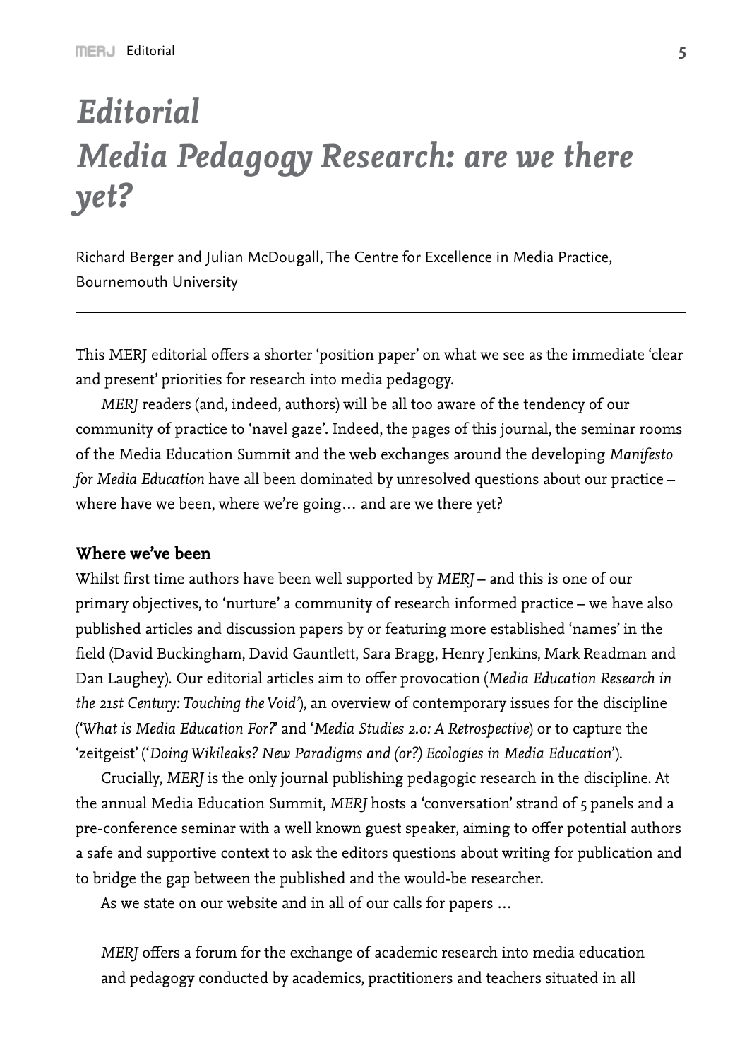# *Editorial*
# *Media Pedagogy Research: are we there yet?*

Richard Berger and Julian McDougall, The Centre for Excellence in Media Practice, Bournemouth University

---

This MERJ editorial offers a shorter 'position paper' on what we see as the immediate 'clear and present' priorities for research into media pedagogy.

*MERJ* readers (and, indeed, authors) will be all too aware of the tendency of our community of practice to 'navel gaze'. Indeed, the pages of this journal, the seminar rooms of the Media Education Summit and the web exchanges around the developing *Manifesto for Media Education* have all been dominated by unresolved questions about our practice – where have we been, where we're going… and are we there yet?

**Where we've been**

Whilst first time authors have been well supported by *MERJ* – and this is one of our primary objectives, to 'nurture' a community of research informed practice – we have also published articles and discussion papers by or featuring more established 'names' in the field (David Buckingham, David Gauntlett, Sara Bragg, Henry Jenkins, Mark Readman and Dan Laughey). Our editorial articles aim to offer provocation (*Media Education Research in the 21st Century: Touching the Void'*), an overview of contemporary issues for the discipline ('*What is Media Education For?*' and '*Media Studies 2.0: A Retrospective*') or to capture the 'zeitgeist' ('*Doing Wikileaks? New Paradigms and (or?) Ecologies in Media Education*').

Crucially, *MERJ* is the only journal publishing pedagogic research in the discipline. At the annual Media Education Summit, *MERJ* hosts a 'conversation' strand of 5 panels and a pre-conference seminar with a well known guest speaker, aiming to offer potential authors a safe and supportive context to ask the editors questions about writing for publication and to bridge the gap between the published and the would-be researcher.

As we state on our website and in all of our calls for papers …

*MERJ* offers a forum for the exchange of academic research into media education and pedagogy conducted by academics, practitioners and teachers situated in all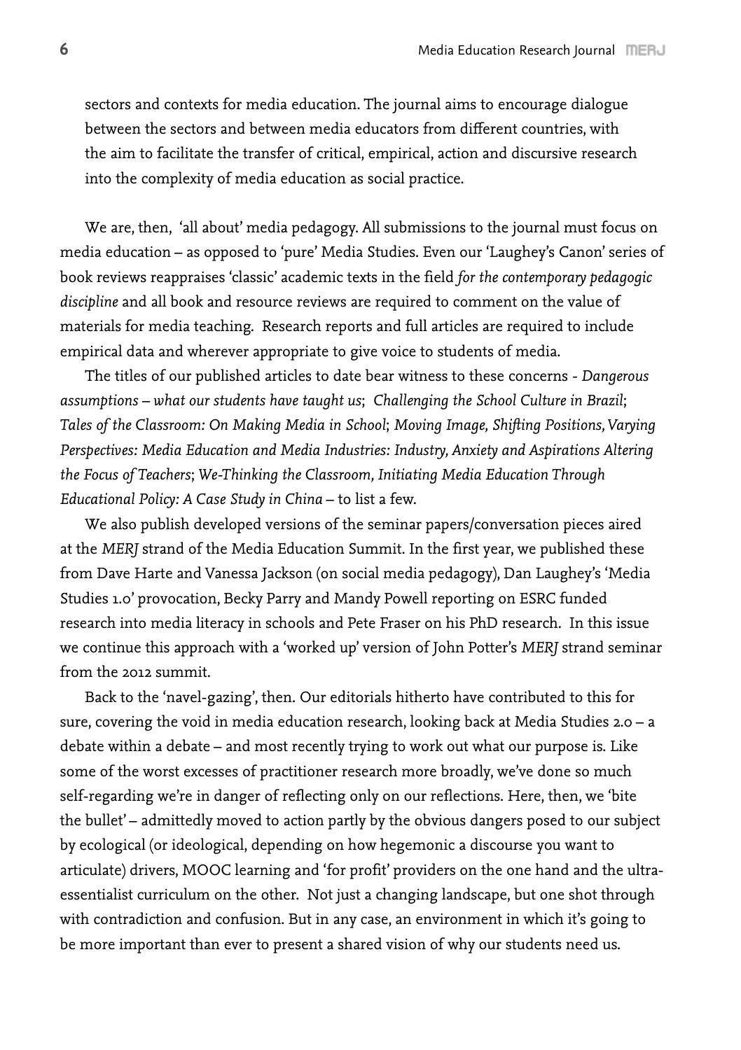sectors and contexts for media education. The journal aims to encourage dialogue between the sectors and between media educators from different countries, with the aim to facilitate the transfer of critical, empirical, action and discursive research into the complexity of media education as social practice.

We are, then, 'all about' media pedagogy. All submissions to the journal must focus on media education – as opposed to 'pure' Media Studies. Even our 'Laughey's Canon' series of book reviews reappraises 'classic' academic texts in the field *for the contemporary pedagogic discipline* and all book and resource reviews are required to comment on the value of materials for media teaching. Research reports and full articles are required to include empirical data and wherever appropriate to give voice to students of media.

The titles of our published articles to date bear witness to these concerns - *Dangerous assumptions – what our students have taught us*; *Challenging the School Culture in Brazil*; *Tales of the Classroom: On Making Media in School*; *Moving Image, Shifting Positions, Varying Perspectives: Media Education and Media Industries: Industry, Anxiety and Aspirations Altering the Focus of Teachers*; *We-Thinking the Classroom, Initiating Media Education Through Educational Policy: A Case Study in China* – to list a few.

We also publish developed versions of the seminar papers/conversation pieces aired at the *MERJ* strand of the Media Education Summit. In the first year, we published these from Dave Harte and Vanessa Jackson (on social media pedagogy), Dan Laughey's 'Media Studies 1.0' provocation, Becky Parry and Mandy Powell reporting on ESRC funded research into media literacy in schools and Pete Fraser on his PhD research. In this issue we continue this approach with a 'worked up' version of John Potter's *MERJ* strand seminar from the 2012 summit.

Back to the 'navel-gazing', then. Our editorials hitherto have contributed to this for sure, covering the void in media education research, looking back at Media Studies 2.0 – a debate within a debate – and most recently trying to work out what our purpose is. Like some of the worst excesses of practitioner research more broadly, we've done so much self-regarding we're in danger of reflecting only on our reflections. Here, then, we 'bite the bullet' – admittedly moved to action partly by the obvious dangers posed to our subject by ecological (or ideological, depending on how hegemonic a discourse you want to articulate) drivers, MOOC learning and 'for profit' providers on the one hand and the ultra-essentialist curriculum on the other. Not just a changing landscape, but one shot through with contradiction and confusion. But in any case, an environment in which it's going to be more important than ever to present a shared vision of why our students need us.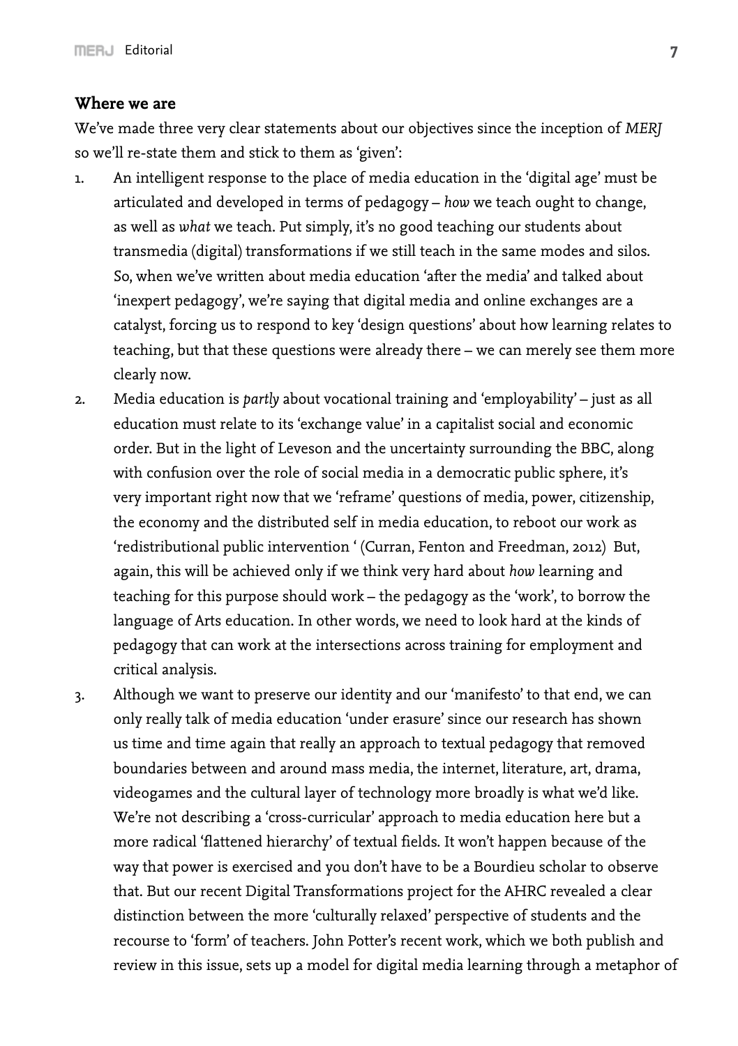## Where we are

We've made three very clear statements about our objectives since the inception of *MERJ* so we'll re-state them and stick to them as 'given':

1. An intelligent response to the place of media education in the 'digital age' must be articulated and developed in terms of pedagogy – *how* we teach ought to change, as well as *what* we teach. Put simply, it's no good teaching our students about transmedia (digital) transformations if we still teach in the same modes and silos. So, when we've written about media education 'after the media' and talked about 'inexpert pedagogy', we're saying that digital media and online exchanges are a catalyst, forcing us to respond to key 'design questions' about how learning relates to teaching, but that these questions were already there – we can merely see them more clearly now.
2. Media education is *partly* about vocational training and 'employability' – just as all education must relate to its 'exchange value' in a capitalist social and economic order. But in the light of Leveson and the uncertainty surrounding the BBC, along with confusion over the role of social media in a democratic public sphere, it's very important right now that we 'reframe' questions of media, power, citizenship, the economy and the distributed self in media education, to reboot our work as 'redistributional public intervention ' (Curran, Fenton and Freedman, 2012) But, again, this will be achieved only if we think very hard about *how* learning and teaching for this purpose should work – the pedagogy as the 'work', to borrow the language of Arts education. In other words, we need to look hard at the kinds of pedagogy that can work at the intersections across training for employment and critical analysis.
3. Although we want to preserve our identity and our 'manifesto' to that end, we can only really talk of media education 'under erasure' since our research has shown us time and time again that really an approach to textual pedagogy that removed boundaries between and around mass media, the internet, literature, art, drama, videogames and the cultural layer of technology more broadly is what we'd like. We're not describing a 'cross-curricular' approach to media education here but a more radical 'flattened hierarchy' of textual fields. It won't happen because of the way that power is exercised and you don't have to be a Bourdieu scholar to observe that. But our recent Digital Transformations project for the AHRC revealed a clear distinction between the more 'culturally relaxed' perspective of students and the recourse to 'form' of teachers. John Potter's recent work, which we both publish and review in this issue, sets up a model for digital media learning through a metaphor of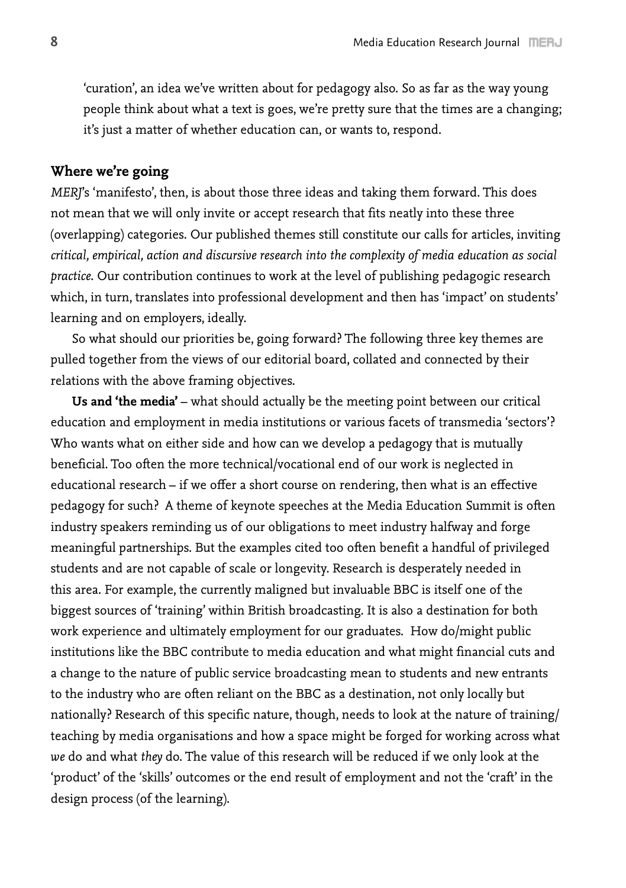'curation', an idea we've written about for pedagogy also. So as far as the way young people think about what a text is goes, we're pretty sure that the times are a changing; it's just a matter of whether education can, or wants to, respond.

## Where we're going

*MERJ*'s 'manifesto', then, is about those three ideas and taking them forward. This does not mean that we will only invite or accept research that fits neatly into these three (overlapping) categories. Our published themes still constitute our calls for articles, inviting *critical, empirical, action and discursive research into the complexity of media education as social practice*. Our contribution continues to work at the level of publishing pedagogic research which, in turn, translates into professional development and then has 'impact' on students' learning and on employers, ideally.

So what should our priorities be, going forward? The following three key themes are pulled together from the views of our editorial board, collated and connected by their relations with the above framing objectives.

**Us and 'the media'** – what should actually be the meeting point between our critical education and employment in media institutions or various facets of transmedia 'sectors'? Who wants what on either side and how can we develop a pedagogy that is mutually beneficial. Too often the more technical/vocational end of our work is neglected in educational research – if we offer a short course on rendering, then what is an effective pedagogy for such? A theme of keynote speeches at the Media Education Summit is often industry speakers reminding us of our obligations to meet industry halfway and forge meaningful partnerships. But the examples cited too often benefit a handful of privileged students and are not capable of scale or longevity. Research is desperately needed in this area. For example, the currently maligned but invaluable BBC is itself one of the biggest sources of 'training' within British broadcasting. It is also a destination for both work experience and ultimately employment for our graduates. How do/might public institutions like the BBC contribute to media education and what might financial cuts and a change to the nature of public service broadcasting mean to students and new entrants to the industry who are often reliant on the BBC as a destination, not only locally but nationally? Research of this specific nature, though, needs to look at the nature of training/teaching by media organisations and how a space might be forged for working across what *we* do and what *they* do. The value of this research will be reduced if we only look at the 'product' of the 'skills' outcomes or the end result of employment and not the 'craft' in the design process (of the learning).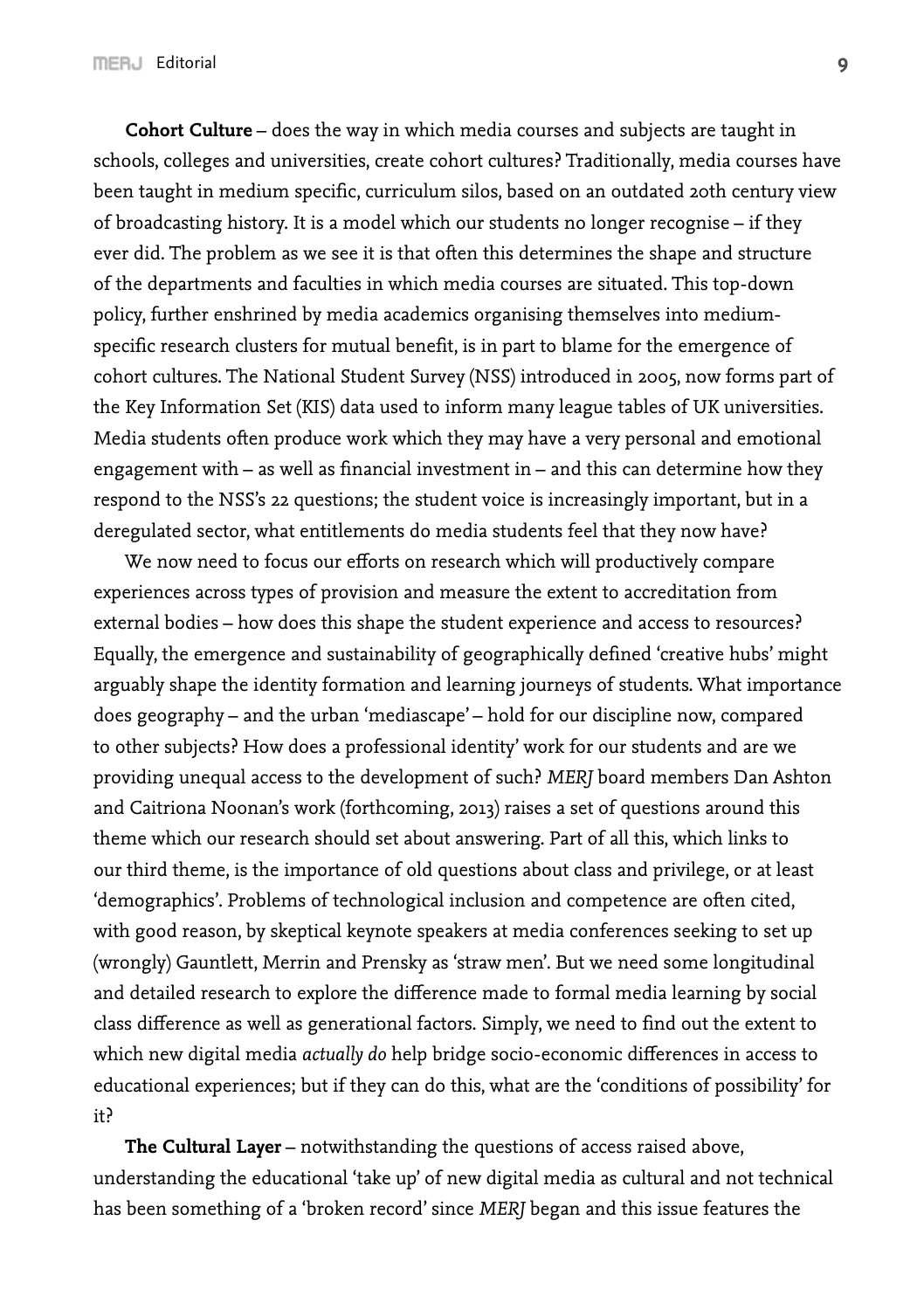**Cohort Culture** – does the way in which media courses and subjects are taught in schools, colleges and universities, create cohort cultures? Traditionally, media courses have been taught in medium specific, curriculum silos, based on an outdated 20th century view of broadcasting history. It is a model which our students no longer recognise – if they ever did. The problem as we see it is that often this determines the shape and structure of the departments and faculties in which media courses are situated. This top-down policy, further enshrined by media academics organising themselves into medium-specific research clusters for mutual benefit, is in part to blame for the emergence of cohort cultures. The National Student Survey (NSS) introduced in 2005, now forms part of the Key Information Set (KIS) data used to inform many league tables of UK universities. Media students often produce work which they may have a very personal and emotional engagement with – as well as financial investment in – and this can determine how they respond to the NSS's 22 questions; the student voice is increasingly important, but in a deregulated sector, what entitlements do media students feel that they now have?

We now need to focus our efforts on research which will productively compare experiences across types of provision and measure the extent to accreditation from external bodies – how does this shape the student experience and access to resources? Equally, the emergence and sustainability of geographically defined 'creative hubs' might arguably shape the identity formation and learning journeys of students. What importance does geography – and the urban 'mediascape' – hold for our discipline now, compared to other subjects? How does a professional identity' work for our students and are we providing unequal access to the development of such? *MERJ* board members Dan Ashton and Caitriona Noonan's work (forthcoming, 2013) raises a set of questions around this theme which our research should set about answering. Part of all this, which links to our third theme, is the importance of old questions about class and privilege, or at least 'demographics'. Problems of technological inclusion and competence are often cited, with good reason, by skeptical keynote speakers at media conferences seeking to set up (wrongly) Gauntlett, Merrin and Prensky as 'straw men'. But we need some longitudinal and detailed research to explore the difference made to formal media learning by social class difference as well as generational factors. Simply, we need to find out the extent to which new digital media *actually do* help bridge socio-economic differences in access to educational experiences; but if they can do this, what are the 'conditions of possibility' for it?

**The Cultural Layer** – notwithstanding the questions of access raised above, understanding the educational 'take up' of new digital media as cultural and not technical has been something of a 'broken record' since *MERJ* began and this issue features the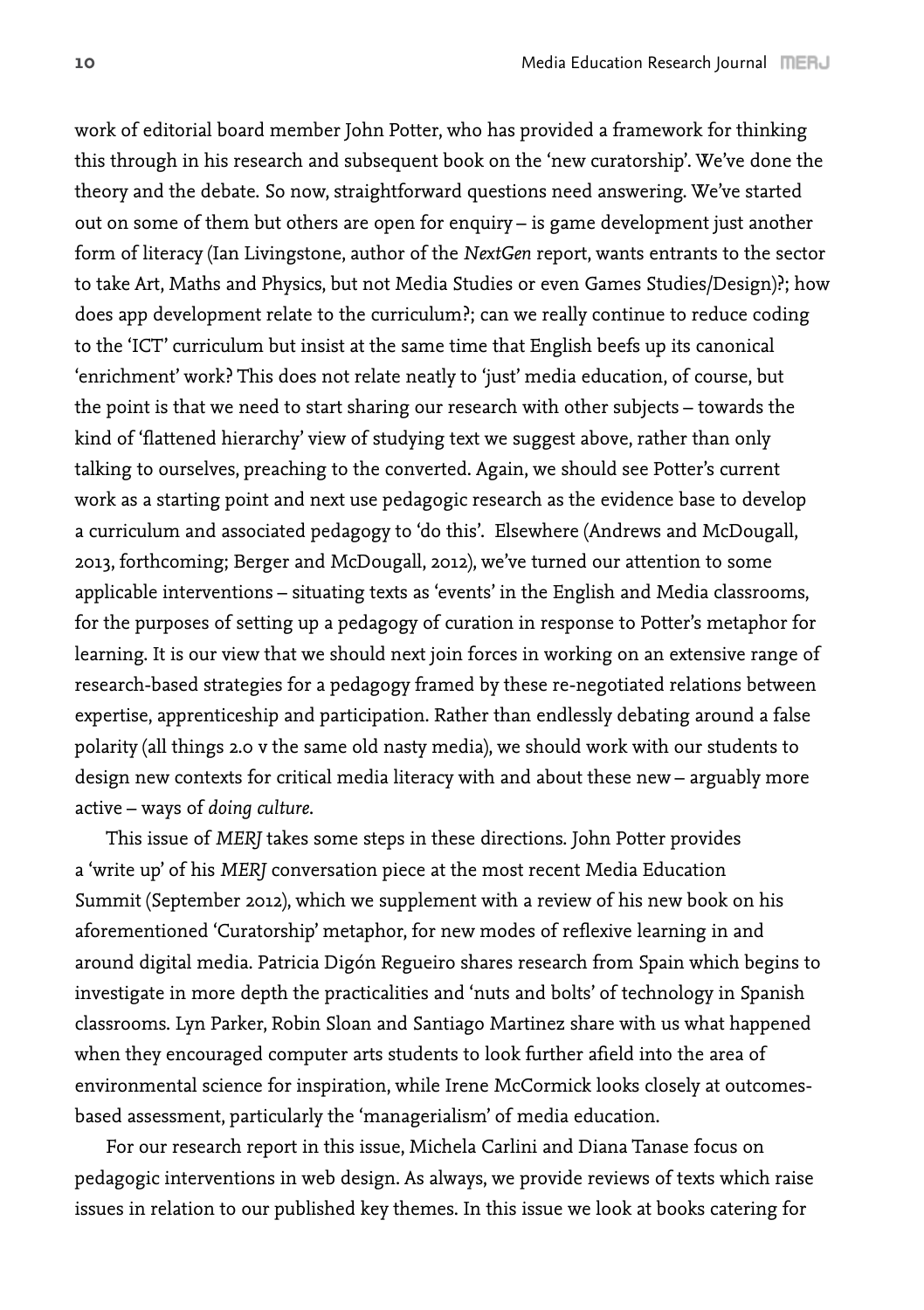work of editorial board member John Potter, who has provided a framework for thinking this through in his research and subsequent book on the 'new curatorship'. We've done the theory and the debate. So now, straightforward questions need answering. We've started out on some of them but others are open for enquiry – is game development just another form of literacy (Ian Livingstone, author of the *NextGen* report, wants entrants to the sector to take Art, Maths and Physics, but not Media Studies or even Games Studies/Design)?; how does app development relate to the curriculum?; can we really continue to reduce coding to the 'ICT' curriculum but insist at the same time that English beefs up its canonical 'enrichment' work? This does not relate neatly to 'just' media education, of course, but the point is that we need to start sharing our research with other subjects – towards the kind of 'flattened hierarchy' view of studying text we suggest above, rather than only talking to ourselves, preaching to the converted. Again, we should see Potter's current work as a starting point and next use pedagogic research as the evidence base to develop a curriculum and associated pedagogy to 'do this'. Elsewhere (Andrews and McDougall, 2013, forthcoming; Berger and McDougall, 2012), we've turned our attention to some applicable interventions – situating texts as 'events' in the English and Media classrooms, for the purposes of setting up a pedagogy of curation in response to Potter's metaphor for learning. It is our view that we should next join forces in working on an extensive range of research-based strategies for a pedagogy framed by these re-negotiated relations between expertise, apprenticeship and participation. Rather than endlessly debating around a false polarity (all things 2.0 v the same old nasty media), we should work with our students to design new contexts for critical media literacy with and about these new – arguably more active – ways of *doing culture*.

This issue of *MERJ* takes some steps in these directions. John Potter provides a 'write up' of his *MERJ* conversation piece at the most recent Media Education Summit (September 2012), which we supplement with a review of his new book on his aforementioned 'Curatorship' metaphor, for new modes of reflexive learning in and around digital media. Patricia Digón Regueiro shares research from Spain which begins to investigate in more depth the practicalities and 'nuts and bolts' of technology in Spanish classrooms. Lyn Parker, Robin Sloan and Santiago Martinez share with us what happened when they encouraged computer arts students to look further afield into the area of environmental science for inspiration, while Irene McCormick looks closely at outcomes-based assessment, particularly the 'managerialism' of media education.

For our research report in this issue, Michela Carlini and Diana Tanase focus on pedagogic interventions in web design. As always, we provide reviews of texts which raise issues in relation to our published key themes. In this issue we look at books catering for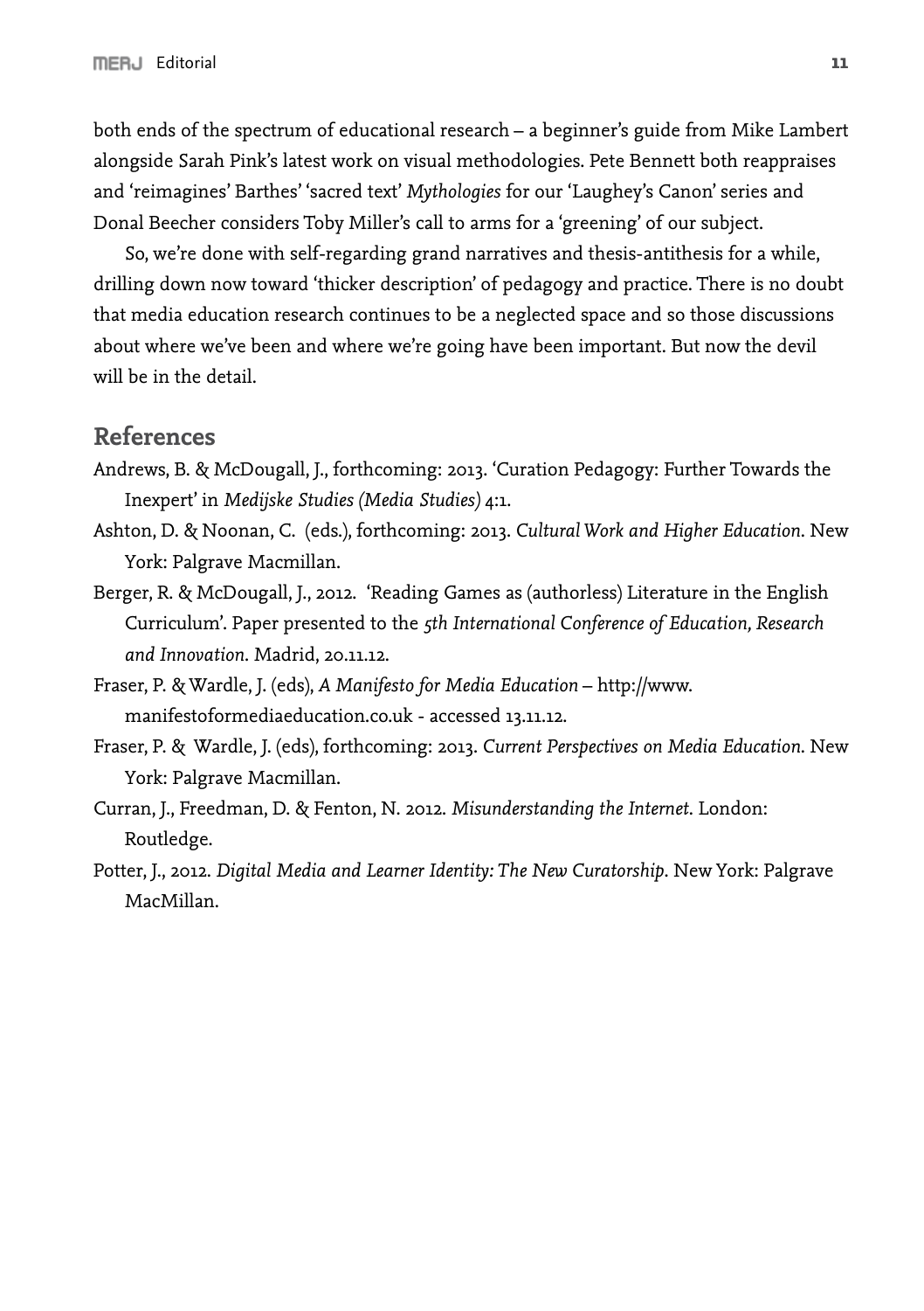both ends of the spectrum of educational research – a beginner's guide from Mike Lambert alongside Sarah Pink's latest work on visual methodologies. Pete Bennett both reappraises and 'reimagines' Barthes' 'sacred text' *Mythologies* for our 'Laughey's Canon' series and Donal Beecher considers Toby Miller's call to arms for a 'greening' of our subject.

So, we're done with self-regarding grand narratives and thesis-antithesis for a while, drilling down now toward 'thicker description' of pedagogy and practice. There is no doubt that media education research continues to be a neglected space and so those discussions about where we've been and where we're going have been important. But now the devil will be in the detail.

## References

Andrews, B. & McDougall, J., forthcoming: 2013. 'Curation Pedagogy: Further Towards the Inexpert' in *Medijske Studies (Media Studies)* 4:1.

Ashton, D. & Noonan, C. (eds.), forthcoming: 2013. *Cultural Work and Higher Education*. New York: Palgrave Macmillan.

Berger, R. & McDougall, J., 2012. 'Reading Games as (authorless) Literature in the English Curriculum'. Paper presented to the *5th International Conference of Education, Research and Innovation*. Madrid, 20.11.12.

Fraser, P. & Wardle, J. (eds), *A Manifesto for Media Education* – http://www.manifestoformediaeducation.co.uk - accessed 13.11.12.

Fraser, P. & Wardle, J. (eds), forthcoming: 2013. *Current Perspectives on Media Education*. New York: Palgrave Macmillan.

Curran, J., Freedman, D. & Fenton, N. 2012. *Misunderstanding the Internet*. London: Routledge.

Potter, J., 2012. *Digital Media and Learner Identity: The New Curatorship*. New York: Palgrave MacMillan.